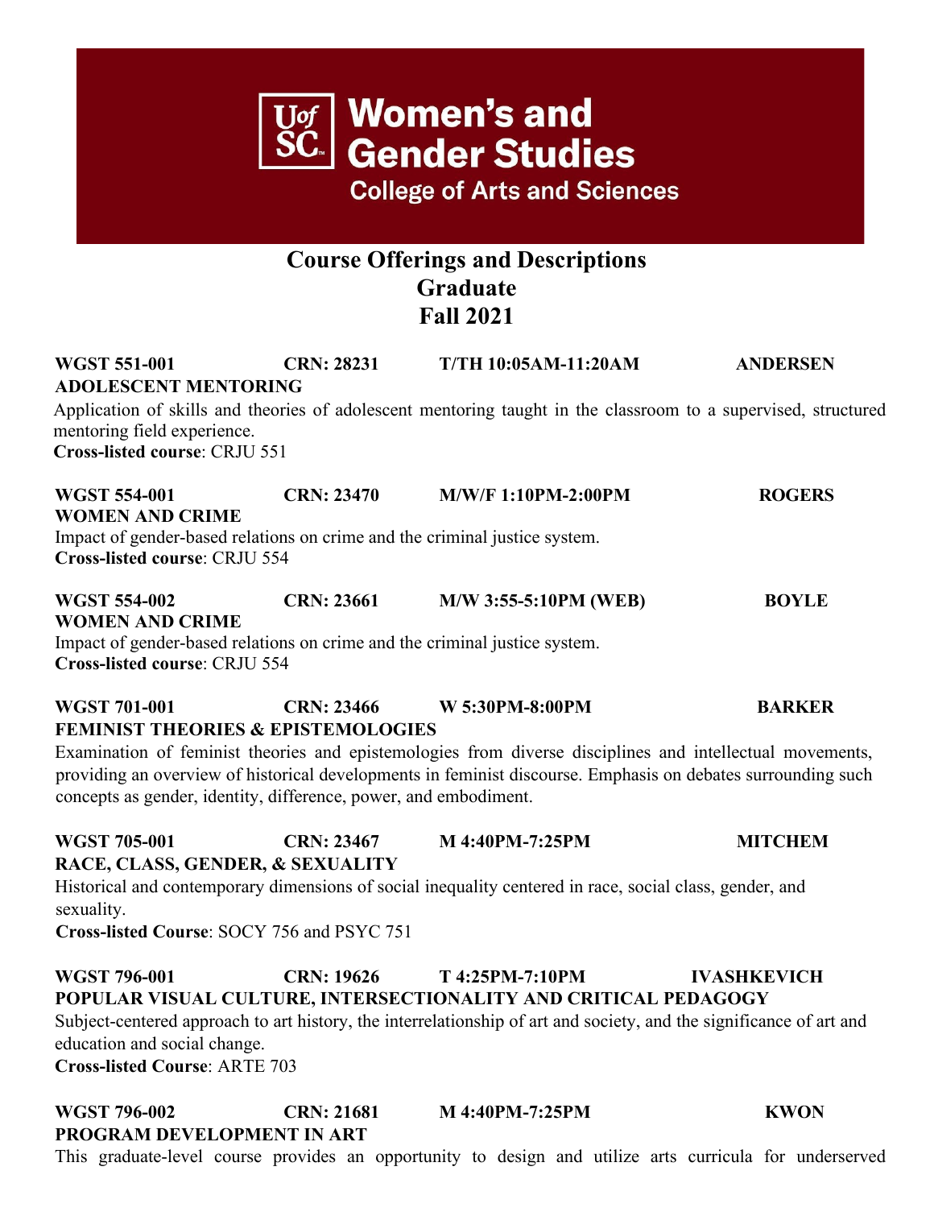Women's and Gender Studies
College of Arts and Sciences

# Course Offerings and Descriptions
# Graduate
# Fall 2021

**WGST 551-001 CRN: 28231 T/TH 10:05AM-11:20AM ANDERSEN**
**ADOLESCENT MENTORING**
Application of skills and theories of adolescent mentoring taught in the classroom to a supervised, structured mentoring field experience.
**Cross-listed course**: CRJU 551

**WGST 554-001 CRN: 23470 M/W/F 1:10PM-2:00PM ROGERS**
**WOMEN AND CRIME**
Impact of gender-based relations on crime and the criminal justice system.
**Cross-listed course**: CRJU 554

**WGST 554-002 CRN: 23661 M/W 3:55-5:10PM (WEB) BOYLE**
**WOMEN AND CRIME**
Impact of gender-based relations on crime and the criminal justice system.
**Cross-listed course**: CRJU 554

**WGST 701-001 CRN: 23466 W 5:30PM-8:00PM BARKER**
**FEMINIST THEORIES & EPISTEMOLOGIES**
Examination of feminist theories and epistemologies from diverse disciplines and intellectual movements, providing an overview of historical developments in feminist discourse. Emphasis on debates surrounding such concepts as gender, identity, difference, power, and embodiment.

**WGST 705-001 CRN: 23467 M 4:40PM-7:25PM MITCHEM**
**RACE, CLASS, GENDER, & SEXUALITY**
Historical and contemporary dimensions of social inequality centered in race, social class, gender, and sexuality.
**Cross-listed Course**: SOCY 756 and PSYC 751

**WGST 796-001 CRN: 19626 T 4:25PM-7:10PM IVASHKEVICH**
**POPULAR VISUAL CULTURE, INTERSECTIONALITY AND CRITICAL PEDAGOGY**
Subject-centered approach to art history, the interrelationship of art and society, and the significance of art and education and social change.
**Cross-listed Course**: ARTE 703

**WGST 796-002 CRN: 21681 M 4:40PM-7:25PM KWON**
**PROGRAM DEVELOPMENT IN ART**
This graduate-level course provides an opportunity to design and utilize arts curricula for underserved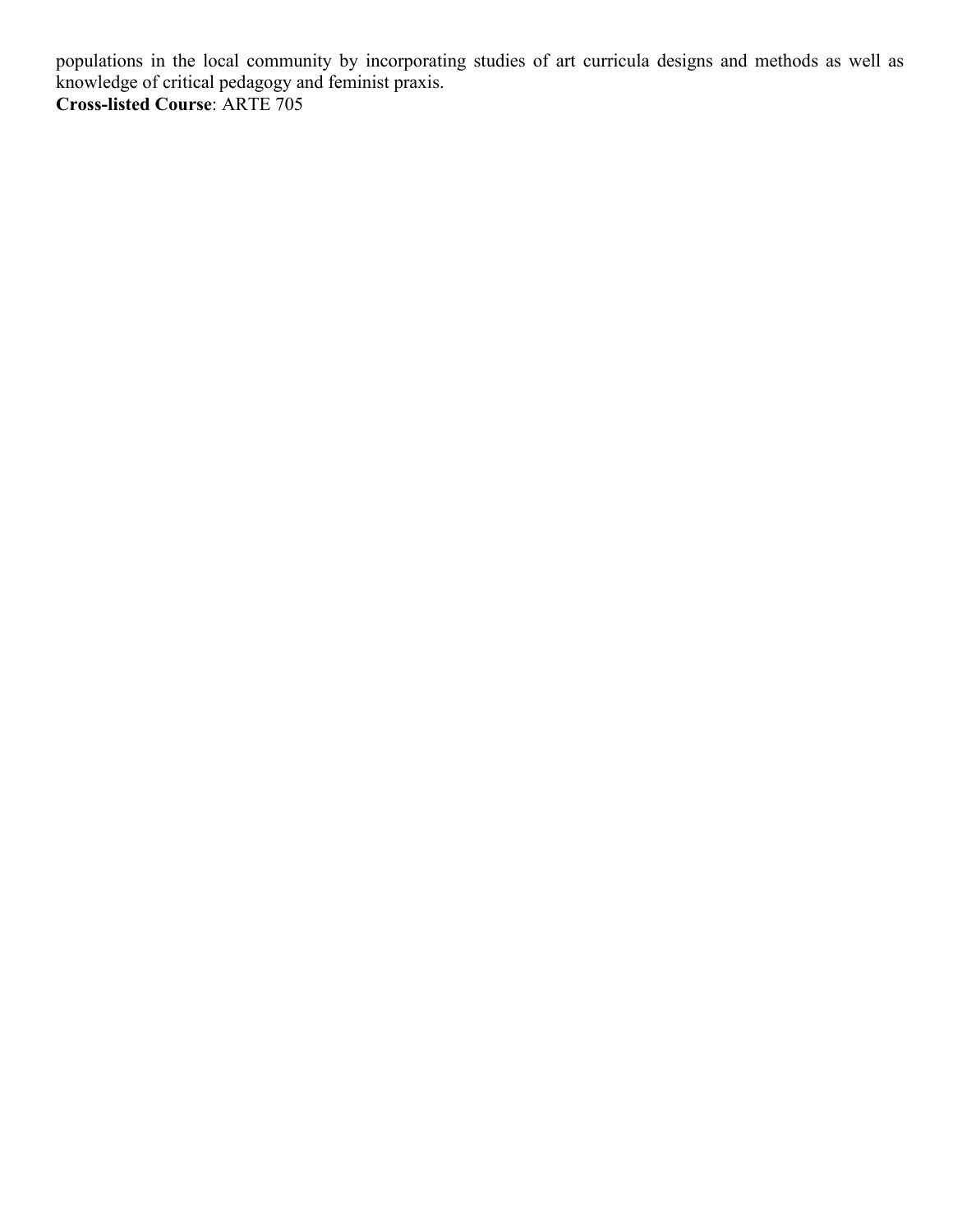populations in the local community by incorporating studies of art curricula designs and methods as well as knowledge of critical pedagogy and feminist praxis.

**Cross-listed Course**: ARTE 705